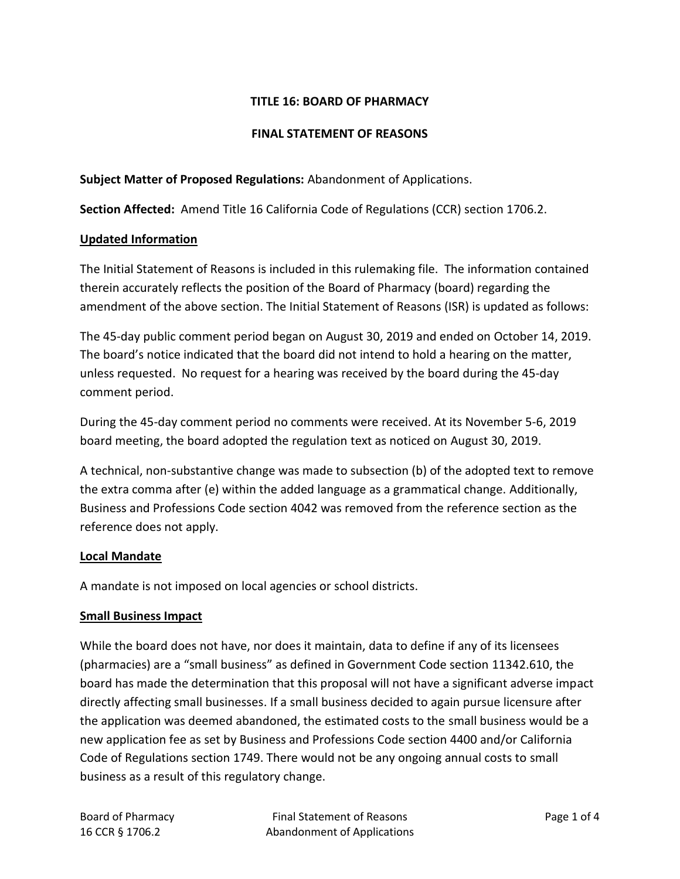**TITLE 16: BOARD OF PHARMACY**

**FINAL STATEMENT OF REASONS**

**Subject Matter of Proposed Regulations:** Abandonment of Applications.

**Section Affected:** Amend Title 16 California Code of Regulations (CCR) section 1706.2.

**Updated Information**

The Initial Statement of Reasons is included in this rulemaking file. The information contained therein accurately reflects the position of the Board of Pharmacy (board) regarding the amendment of the above section. The Initial Statement of Reasons (ISR) is updated as follows:

The 45-day public comment period began on August 30, 2019 and ended on October 14, 2019. The board's notice indicated that the board did not intend to hold a hearing on the matter, unless requested. No request for a hearing was received by the board during the 45-day comment period.

During the 45-day comment period no comments were received. At its November 5-6, 2019 board meeting, the board adopted the regulation text as noticed on August 30, 2019.

A technical, non-substantive change was made to subsection (b) of the adopted text to remove the extra comma after (e) within the added language as a grammatical change. Additionally, Business and Professions Code section 4042 was removed from the reference section as the reference does not apply.

**Local Mandate**

A mandate is not imposed on local agencies or school districts.

**Small Business Impact**

While the board does not have, nor does it maintain, data to define if any of its licensees (pharmacies) are a "small business" as defined in Government Code section 11342.610, the board has made the determination that this proposal will not have a significant adverse impact directly affecting small businesses. If a small business decided to again pursue licensure after the application was deemed abandoned, the estimated costs to the small business would be a new application fee as set by Business and Professions Code section 4400 and/or California Code of Regulations section 1749. There would not be any ongoing annual costs to small business as a result of this regulatory change.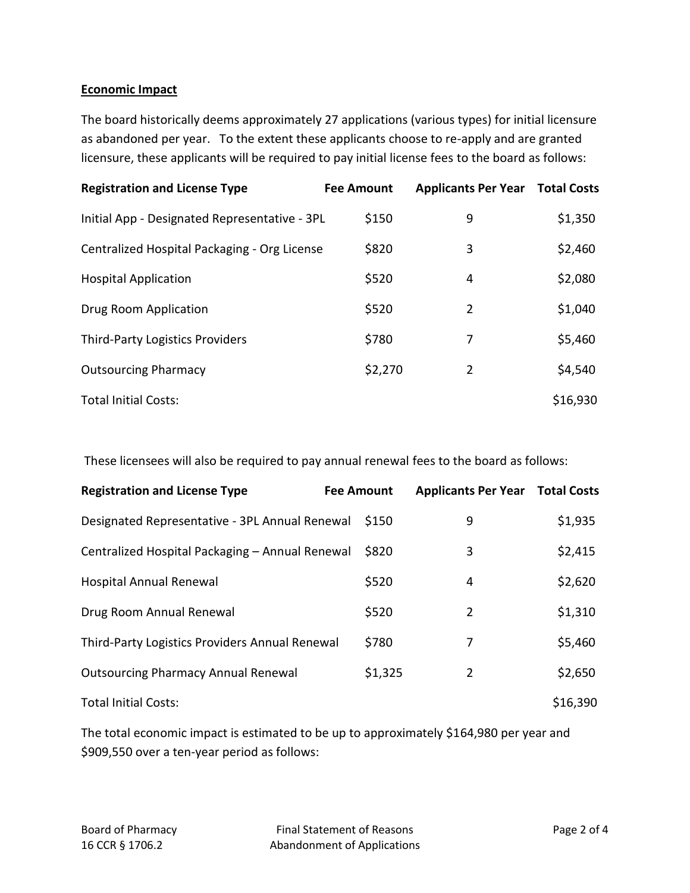**Economic Impact**

The board historically deems approximately 27 applications (various types) for initial licensure as abandoned per year. To the extent these applicants choose to re-apply and are granted licensure, these applicants will be required to pay initial license fees to the board as follows:

| Registration and License Type | Fee Amount | Applicants Per Year | Total Costs |
|---|---|---|---|
| Initial App - Designated Representative - 3PL | $150 | 9 | $1,350 |
| Centralized Hospital Packaging - Org License | $820 | 3 | $2,460 |
| Hospital Application | $520 | 4 | $2,080 |
| Drug Room Application | $520 | 2 | $1,040 |
| Third-Party Logistics Providers | $780 | 7 | $5,460 |
| Outsourcing Pharmacy | $2,270 | 2 | $4,540 |
| Total Initial Costs: | | | $16,930 |

These licensees will also be required to pay annual renewal fees to the board as follows:

| Registration and License Type | Fee Amount | Applicants Per Year | Total Costs |
|---|---|---|---|
| Designated Representative - 3PL Annual Renewal | $150 | 9 | $1,935 |
| Centralized Hospital Packaging – Annual Renewal | $820 | 3 | $2,415 |
| Hospital Annual Renewal | $520 | 4 | $2,620 |
| Drug Room Annual Renewal | $520 | 2 | $1,310 |
| Third-Party Logistics Providers Annual Renewal | $780 | 7 | $5,460 |
| Outsourcing Pharmacy Annual Renewal | $1,325 | 2 | $2,650 |
| Total Initial Costs: | | | $16,390 |

The total economic impact is estimated to be up to approximately $164,980 per year and $909,550 over a ten-year period as follows: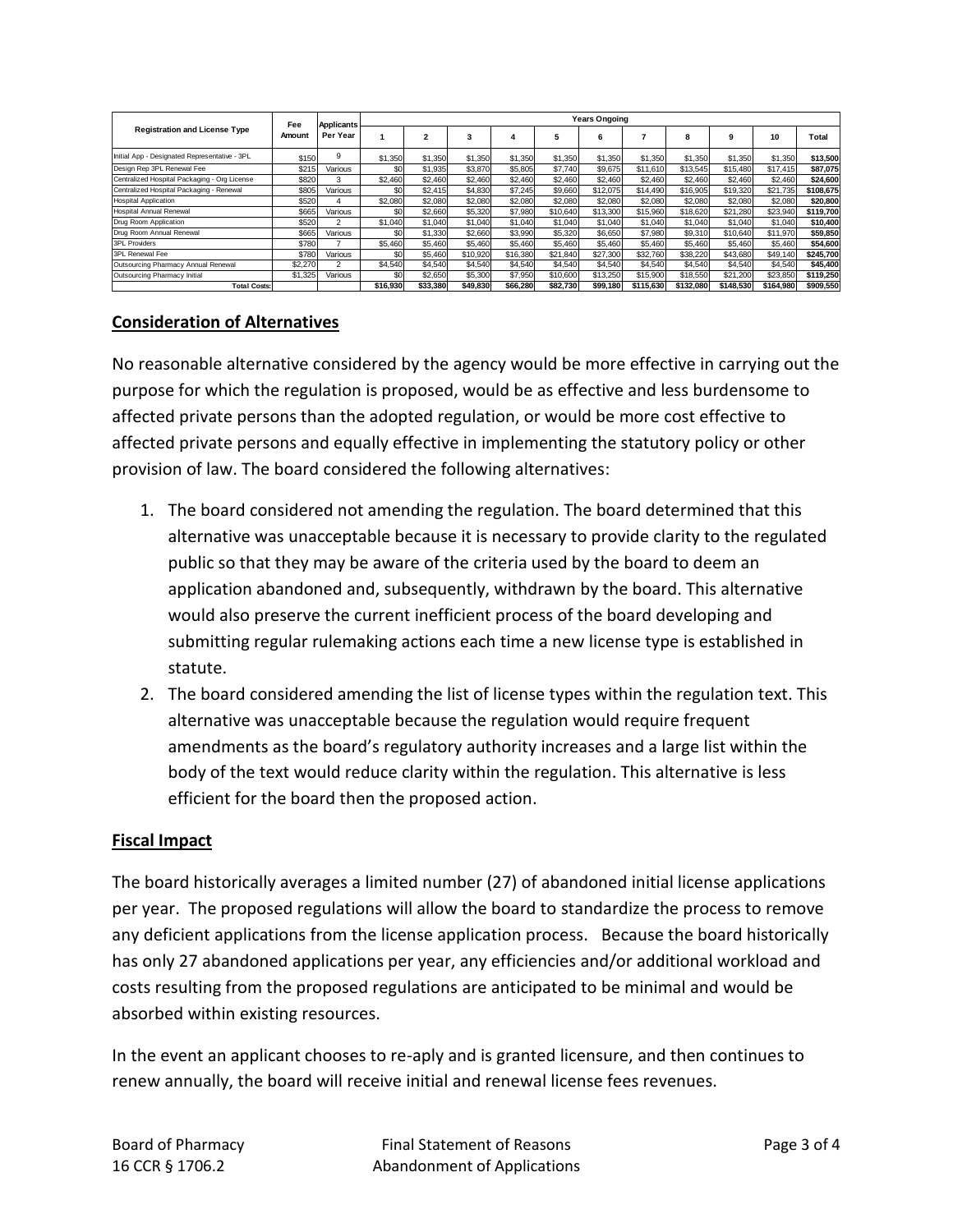| Registration and License Type | Fee Amount | Applicants Per Year | Years Ongoing | | | | | | | | | | |
|---|---|---|---|---|---|---|---|---|---|---|---|---|---|
| | | | 1 | 2 | 3 | 4 | 5 | 6 | 7 | 8 | 9 | 10 | Total |
| Initial App - Designated Representative - 3PL | $150 | 9 | $1,350 | $1,350 | $1,350 | $1,350 | $1,350 | $1,350 | $1,350 | $1,350 | $1,350 | $1,350 | $13,500 |
| Design Rep 3PL Renewal Fee | $215 | Various | $0 | $1,935 | $3,870 | $5,805 | $7,740 | $9,675 | $11,610 | $13,545 | $15,480 | $17,415 | $87,075 |
| Centralized Hospital Packaging - Org License | $820 | 3 | $2,460 | $2,460 | $2,460 | $2,460 | $2,460 | $2,460 | $2,460 | $2,460 | $2,460 | $2,460 | $24,600 |
| Centralized Hospital Packaging - Renewal | $805 | Various | $0 | $2,415 | $4,830 | $7,245 | $9,660 | $12,075 | $14,490 | $16,905 | $19,320 | $21,735 | $108,675 |
| Hospital Application | $520 | 4 | $2,080 | $2,080 | $2,080 | $2,080 | $2,080 | $2,080 | $2,080 | $2,080 | $2,080 | $2,080 | $20,800 |
| Hospital Annual Renewal | $665 | Various | $0 | $2,660 | $5,320 | $7,980 | $10,640 | $13,300 | $15,960 | $18,620 | $21,280 | $23,940 | $119,700 |
| Drug Room Application | $520 | 2 | $1,040 | $1,040 | $1,040 | $1,040 | $1,040 | $1,040 | $1,040 | $1,040 | $1,040 | $1,040 | $10,400 |
| Drug Room Annual Renewal | $665 | Various | $0 | $1,330 | $2,660 | $3,990 | $5,320 | $6,650 | $7,980 | $9,310 | $10,640 | $11,970 | $59,850 |
| 3PL Providers | $780 | 7 | $5,460 | $5,460 | $5,460 | $5,460 | $5,460 | $5,460 | $5,460 | $5,460 | $5,460 | $5,460 | $54,600 |
| 3PL Renewal Fee | $780 | Various | $0 | $5,460 | $10,920 | $16,380 | $21,840 | $27,300 | $32,760 | $38,220 | $43,680 | $49,140 | $245,700 |
| Outsourcing Pharmacy Annual Renewal | $2,270 | 2 | $4,540 | $4,540 | $4,540 | $4,540 | $4,540 | $4,540 | $4,540 | $4,540 | $4,540 | $4,540 | $45,400 |
| Outsourcing Pharmacy Initial | $1,325 | Various | $0 | $2,650 | $5,300 | $7,950 | $10,600 | $13,250 | $15,900 | $18,550 | $21,200 | $23,850 | $119,250 |
| Total Costs: | | | $16,930 | $33,380 | $49,830 | $66,280 | $82,730 | $99,180 | $115,630 | $132,080 | $148,530 | $164,980 | $909,550 |

## Consideration of Alternatives

No reasonable alternative considered by the agency would be more effective in carrying out the purpose for which the regulation is proposed, would be as effective and less burdensome to affected private persons than the adopted regulation, or would be more cost effective to affected private persons and equally effective in implementing the statutory policy or other provision of law. The board considered the following alternatives:

1. The board considered not amending the regulation. The board determined that this alternative was unacceptable because it is necessary to provide clarity to the regulated public so that they may be aware of the criteria used by the board to deem an application abandoned and, subsequently, withdrawn by the board. This alternative would also preserve the current inefficient process of the board developing and submitting regular rulemaking actions each time a new license type is established in statute.
2. The board considered amending the list of license types within the regulation text. This alternative was unacceptable because the regulation would require frequent amendments as the board's regulatory authority increases and a large list within the body of the text would reduce clarity within the regulation. This alternative is less efficient for the board then the proposed action.

## Fiscal Impact

The board historically averages a limited number (27) of abandoned initial license applications per year. The proposed regulations will allow the board to standardize the process to remove any deficient applications from the license application process. Because the board historically has only 27 abandoned applications per year, any efficiencies and/or additional workload and costs resulting from the proposed regulations are anticipated to be minimal and would be absorbed within existing resources.

In the event an applicant chooses to re-aply and is granted licensure, and then continues to renew annually, the board will receive initial and renewal license fees revenues.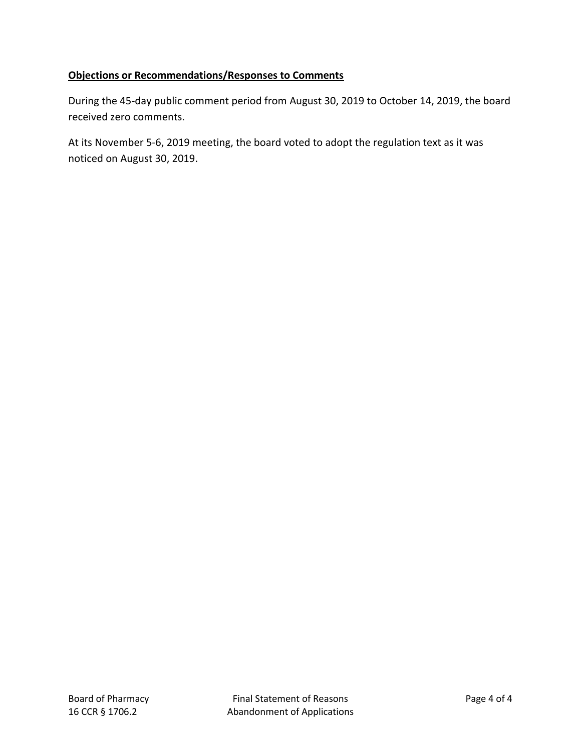**Objections or Recommendations/Responses to Comments**

During the 45-day public comment period from August 30, 2019 to October 14, 2019, the board received zero comments.

At its November 5-6, 2019 meeting, the board voted to adopt the regulation text as it was noticed on August 30, 2019.